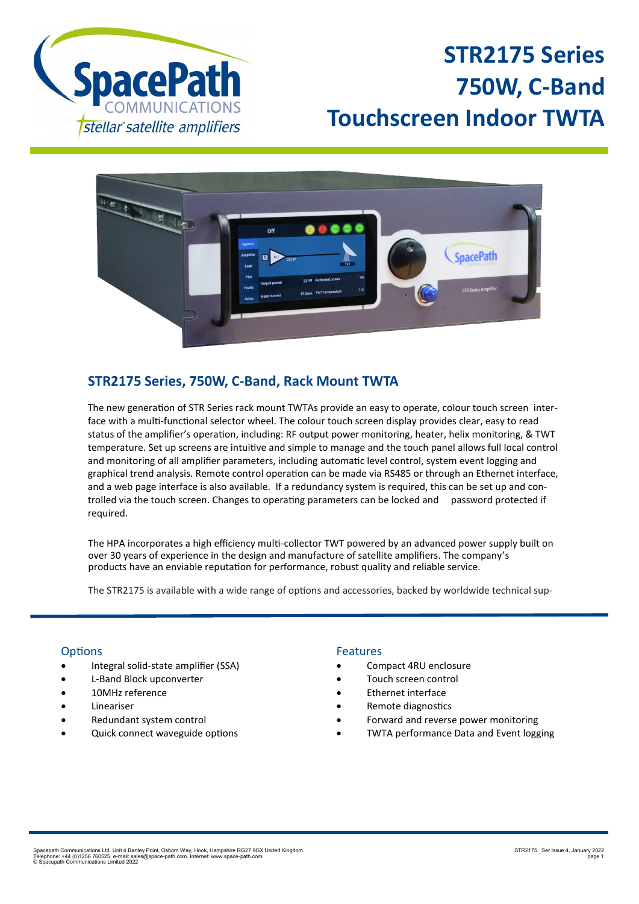# STR2175 Series 750W, C-Band Touchscreen Indoor TWTA

## STR2175 Series, 750W, C-Band, Rack Mount TWTA

The new generation of STR Series rack mount TWTAs provide an easy to operate, colour touch screen interface with a multi-functional selector wheel. The colour touch screen display provides clear, easy to read status of the amplifier's operation, including: RF output power monitoring, heater, helix monitoring, & TWT temperature. Set up screens are intuitive and simple to manage and the touch panel allows full local control and monitoring of all amplifier parameters, including automatic level control, system event logging and graphical trend analysis. Remote control operation can be made via RS485 or through an Ethernet interface, and a web page interface is also available. If a redundancy system is required, this can be set up and controlled via the touch screen. Changes to operating parameters can be locked and password protected if required.

The HPA incorporates a high efficiency multi-collector TWT powered by an advanced power supply built on over 30 years of experience in the design and manufacture of satellite amplifiers. The company's products have an enviable reputation for performance, robust quality and reliable service.

The STR2175 is available with a wide range of options and accessories, backed by worldwide technical sup-

### Options

- Integral solid-state amplifier (SSA)
- L-Band Block upconverter
- 10MHz reference
- Lineariser
- Redundant system control
- Quick connect waveguide options

### Features

- Compact 4RU enclosure
- Touch screen control
- Ethernet interface
- Remote diagnostics
- Forward and reverse power monitoring
- TWTA performance Data and Event logging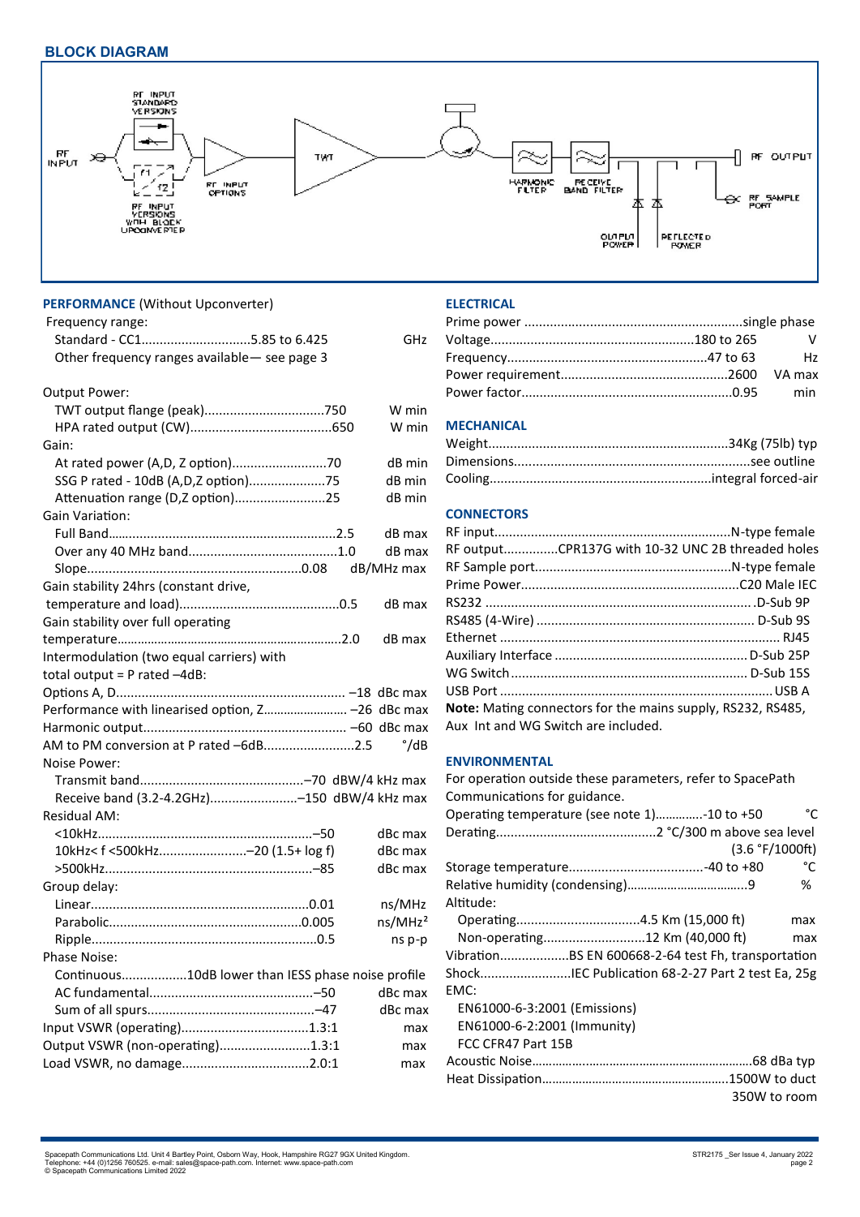## BLOCK DIAGRAM

RF INPUT

RF INPUT STANDARD VERSIONS

RF INPUT VERSIONS WITH BLOCK UPCONVERTER

RF INPUT OPTIONS

TWT

HARMONIC FILTER

RECEIVE BAND FILTER

RF OUTPUT

RF SAMPLE PORT

OUTPUT POWER

REFLECTED POWER

### PERFORMANCE (Without Upconverter)

Frequency range:

| | | |
|---|---|---|
| Standard - CC1 | 5.85 to 6.425 | GHz |
| Other frequency ranges available— see page 3 | | |

Output Power:

| | | |
|---|---|---|
| TWT output flange (peak) | 750 | W min |
| HPA rated output (CW) | 650 | W min |

Gain:

| | | |
|---|---|---|
| At rated power (A,D, Z option) | 70 | dB min |
| SSG P rated - 10dB (A,D,Z option) | 75 | dB min |
| Attenuation range (D,Z option) | 25 | dB min |

Gain Variation:

| | | |
|---|---|---|
| Full Band | 2.5 | dB max |
| Over any 40 MHz band | 1.0 | dB max |
| Slope | 0.08 | dB/MHz max |

| | | |
|---|---|---|
| Gain stability 24hrs (constant drive, temperature and load) | 0.5 | dB max |
| Gain stability over full operating temperature | 2.0 | dB max |

Intermodulation (two equal carriers) with total output = P rated –4dB:

| | | |
|---|---|---|
| Options A, D | –18 | dBc max |
| Performance with linearised option, Z | –26 | dBc max |
| Harmonic output | –60 | dBc max |
| AM to PM conversion at P rated –6dB | 2.5 | °/dB |

Noise Power:

| | | |
|---|---|---|
| Transmit band | –70 | dBW/4 kHz max |
| Receive band (3.2-4.2GHz) | –150 | dBW/4 kHz max |

Residual AM:

| | | |
|---|---|---|
| <10kHz | –50 | dBc max |
| 10kHz< f <500kHz | –20 (1.5+ log f) | dBc max |
| >500kHz | –85 | dBc max |

Group delay:

| | | |
|---|---|---|
| Linear | 0.01 | ns/MHz |
| Parabolic | 0.005 | ns/MHz² |
| Ripple | 0.5 | ns p-p |

Phase Noise:

| | | |
|---|---|---|
| Continuous | 10dB lower than IESS phase noise profile | |
| AC fundamental | –50 | dBc max |
| Sum of all spurs | –47 | dBc max |

| | | |
|---|---|---|
| Input VSWR (operating) | 1.3:1 | max |
| Output VSWR (non-operating) | 1.3:1 | max |
| Load VSWR, no damage | 2.0:1 | max |

### ELECTRICAL

| | | |
|---|---|---|
| Prime power | single phase | |
| Voltage | 180 to 265 | V |
| Frequency | 47 to 63 | Hz |
| Power requirement | 2600 | VA max |
| Power factor | 0.95 | min |

### MECHANICAL

| | |
|---|---|
| Weight | 34Kg (75lb) typ |
| Dimensions | see outline |
| Cooling | integral forced-air |

### CONNECTORS

| | |
|---|---|
| RF input | N-type female |
| RF output | CPR137G with 10-32 UNC 2B threaded holes |
| RF Sample port | N-type female |
| Prime Power | C20 Male IEC |
| RS232 | D-Sub 9P |
| RS485 (4-Wire) | D-Sub 9S |
| Ethernet | RJ45 |
| Auxiliary Interface | D-Sub 25P |
| WG Switch | D-Sub 15S |
| USB Port | USB A |

**Note:** Mating connectors for the mains supply, RS232, RS485, Aux Int and WG Switch are included.

### ENVIRONMENTAL

For operation outside these parameters, refer to SpacePath Communications for guidance.

| | | |
|---|---|---|
| Operating temperature (see note 1) | -10 to +50 | °C |
| Derating | 2 °C/300 m above sea level (3.6 °F/1000ft) | |
| Storage temperature | -40 to +80 | °C |
| Relative humidity (condensing) | 9 | % |

Altitude:

| | | |
|---|---|---|
| Operating | 4.5 Km (15,000 ft) | max |
| Non-operating | 12 Km (40,000 ft) | max |

| | |
|---|---|
| Vibration | BS EN 600668-2-64 test Fh, transportation |
| Shock | IEC Publication 68-2-27 Part 2 test Ea, 25g |

EMC:

- EN61000-6-3:2001 (Emissions)
- EN61000-6-2:2001 (Immunity)
- FCC CFR47 Part 15B

| | |
|---|---|
| Acoustic Noise | 68 dBa typ |
| Heat Dissipation | 1500W to duct, 350W to room |

Spacepath Communications Ltd. Unit 4 Bartley Point, Osborn Way, Hook, Hampshire RG27 9GX United Kingdom.
Telephone: +44 (0)1256 760525. e-mail: sales@space-path.com. Internet: www.space-path.com
© Spacepath Communications Limited 2022

STR2175 _Ser Issue 4, January 2022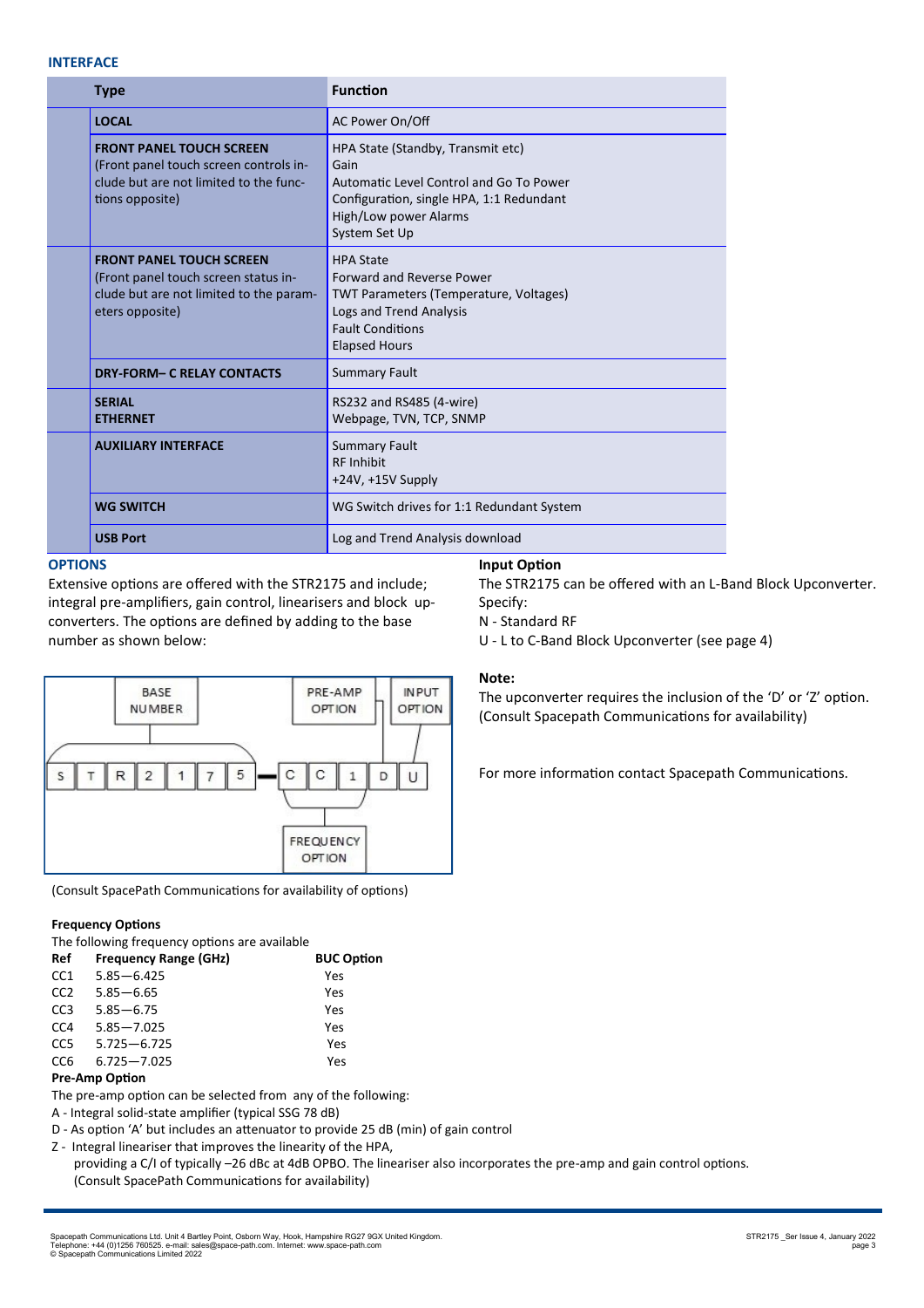## INTERFACE

| Type | Function |
|---|---|
| **LOCAL** | AC Power On/Off |
| **FRONT PANEL TOUCH SCREEN** (Front panel touch screen controls include but are not limited to the functions opposite) | HPA State (Standby, Transmit etc)<br>Gain<br>Automatic Level Control and Go To Power<br>Configuration, single HPA, 1:1 Redundant<br>High/Low power Alarms<br>System Set Up |
| **FRONT PANEL TOUCH SCREEN** (Front panel touch screen status include but are not limited to the parameters opposite) | HPA State<br>Forward and Reverse Power<br>TWT Parameters (Temperature, Voltages)<br>Logs and Trend Analysis<br>Fault Conditions<br>Elapsed Hours |
| **DRY-FORM– C RELAY CONTACTS** | Summary Fault |
| **SERIAL**<br>**ETHERNET** | RS232 and RS485 (4-wire)<br>Webpage, TVN, TCP, SNMP |
| **AUXILIARY INTERFACE** | Summary Fault<br>RF Inhibit<br>+24V, +15V Supply |
| **WG SWITCH** | WG Switch drives for 1:1 Redundant System |
| **USB Port** | Log and Trend Analysis download |

## OPTIONS

Extensive options are offered with the STR2175 and include; integral pre-amplifiers, gain control, linearisers and block up-converters. The options are defined by adding to the base number as shown below:

BASE NUMBER: S T R 2 1 7 5 — FREQUENCY OPTION: C C 1 — PRE-AMP OPTION: D — INPUT OPTION: U

(Consult SpacePath Communications for availability of options)

### Frequency Options

The following frequency options are available

| Ref | Frequency Range (GHz) | BUC Option |
|---|---|---|
| CC1 | 5.85—6.425 | Yes |
| CC2 | 5.85—6.65 | Yes |
| CC3 | 5.85—6.75 | Yes |
| CC4 | 5.85—7.025 | Yes |
| CC5 | 5.725—6.725 | Yes |
| CC6 | 6.725—7.025 | Yes |

### Pre-Amp Option

The pre-amp option can be selected from any of the following:

A - Integral solid-state amplifier (typical SSG 78 dB)

D - As option 'A' but includes an attenuator to provide 25 dB (min) of gain control

Z - Integral lineariser that improves the linearity of the HPA, providing a C/I of typically –26 dBc at 4dB OPBO. The lineariser also incorporates the pre-amp and gain control options. (Consult SpacePath Communications for availability)

### Input Option

The STR2175 can be offered with an L-Band Block Upconverter. Specify:

N - Standard RF

U - L to C-Band Block Upconverter (see page 4)

**Note:**

The upconverter requires the inclusion of the 'D' or 'Z' option. (Consult Spacepath Communications for availability)

For more information contact Spacepath Communications.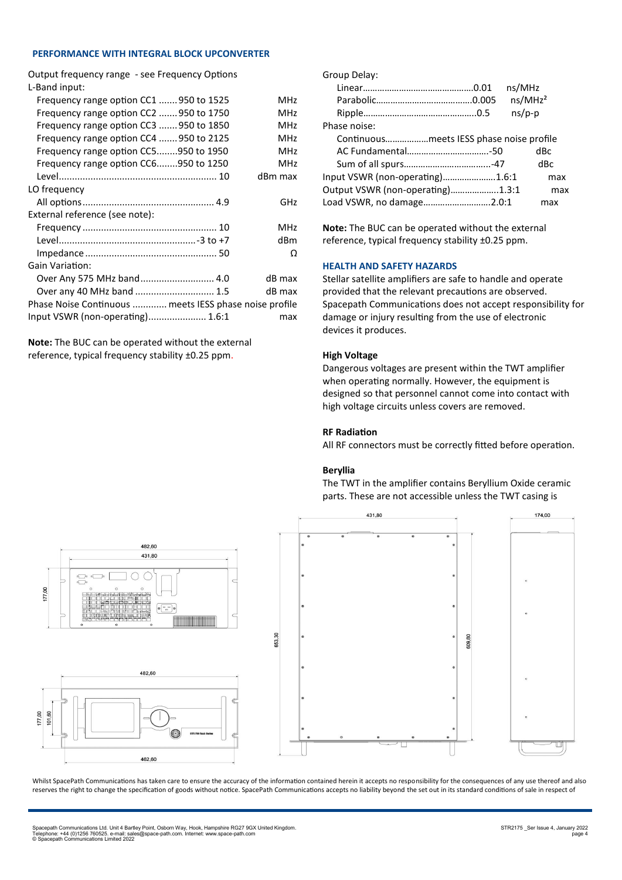## PERFORMANCE WITH INTEGRAL BLOCK UPCONVERTER

Output frequency range - see Frequency Options

| | | |
|---|---|---|
| **L-Band input:** | | |
| Frequency range option CC1 | 950 to 1525 | MHz |
| Frequency range option CC2 | 950 to 1750 | MHz |
| Frequency range option CC3 | 950 to 1850 | MHz |
| Frequency range option CC4 | 950 to 2125 | MHz |
| Frequency range option CC5 | 950 to 1950 | MHz |
| Frequency range option CC6 | 950 to 1250 | MHz |
| Level | 10 | dBm max |
| **LO frequency** | | |
| All options | 4.9 | GHz |
| **External reference (see note):** | | |
| Frequency | 10 | MHz |
| Level | -3 to +7 | dBm |
| Impedance | 50 | Ω |
| **Gain Variation:** | | |
| Over Any 575 MHz band | 4.0 | dB max |
| Over any 40 MHz band | 1.5 | dB max |
| Phase Noise Continuous | meets IESS phase noise profile | |
| Input VSWR (non-operating) | 1.6:1 | max |

**Note:** The BUC can be operated without the external reference, typical frequency stability ±0.25 ppm.

| | | |
|---|---|---|
| **Group Delay:** | | |
| Linear | 0.01 | ns/MHz |
| Parabolic | 0.005 | ns/MHz² |
| Ripple | 0.5 | ns/p-p |
| **Phase noise:** | | |
| Continuous | meets IESS phase noise profile | |
| AC Fundamental | -50 | dBc |
| Sum of all spurs | -47 | dBc |
| Input VSWR (non-operating) | 1.6:1 | max |
| Output VSWR (non-operating) | 1.3:1 | max |
| Load VSWR, no damage | 2.0:1 | max |

**Note:** The BUC can be operated without the external reference, typical frequency stability ±0.25 ppm.

## HEALTH AND SAFETY HAZARDS

Stellar satellite amplifiers are safe to handle and operate provided that the relevant precautions are observed. Spacepath Communications does not accept responsibility for damage or injury resulting from the use of electronic devices it produces.

### High Voltage

Dangerous voltages are present within the TWT amplifier when operating normally. However, the equipment is designed so that personnel cannot come into contact with high voltage circuits unless covers are removed.

### RF Radiation

All RF connectors must be correctly fitted before operation.

### Beryllia

The TWT in the amplifier contains Beryllium Oxide ceramic parts. These are not accessible unless the TWT casing is

482,60
431,80
177,00
482,60
177,00
101,60
462,60
431,80
653,30
609,60
174,00

Whilst SpacePath Communications has taken care to ensure the accuracy of the information contained herein it accepts no responsibility for the consequences of any use thereof and also reserves the right to change the specification of goods without notice. SpacePath Communications accepts no liability beyond the set out in its standard conditions of sale in respect of

Spacepath Communications Ltd. Unit 4 Bartley Point, Osborn Way, Hook, Hampshire RG27 9GX United Kingdom.
Telephone: +44 (0)1256 760525. e-mail: sales@space-path.com. Internet: www.space-path.com
© Spacepath Communications Limited 2022

STR2175 _Ser Issue 4, January 2022